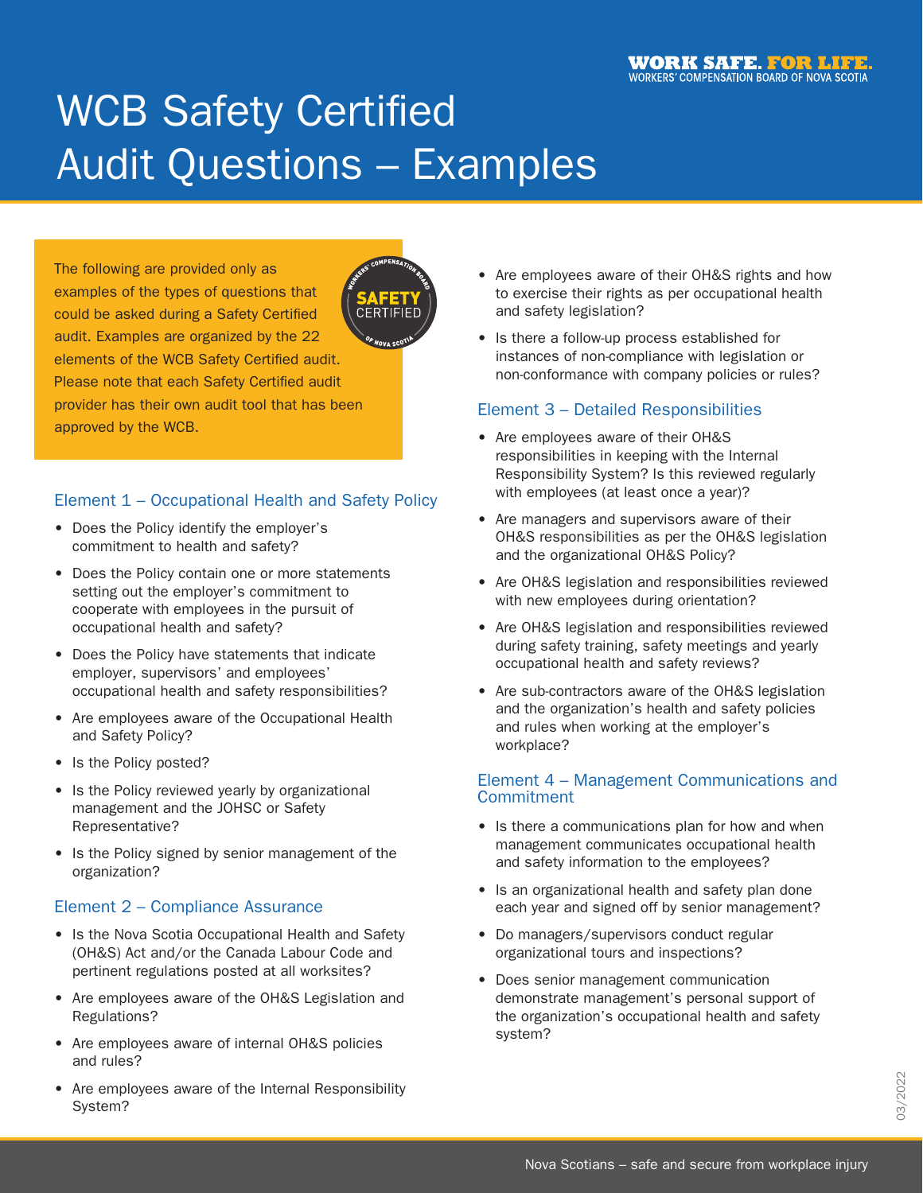WORK SAFE. FOR LIFE.
WORKERS' COMPENSATION BOARD OF NOVA SCOTIA

# WCB Safety Certified Audit Questions – Examples

The following are provided only as examples of the types of questions that could be asked during a Safety Certified audit. Examples are organized by the 22 elements of the WCB Safety Certified audit. Please note that each Safety Certified audit provider has their own audit tool that has been approved by the WCB.

## Element 1 – Occupational Health and Safety Policy

- Does the Policy identify the employer's commitment to health and safety?
- Does the Policy contain one or more statements setting out the employer's commitment to cooperate with employees in the pursuit of occupational health and safety?
- Does the Policy have statements that indicate employer, supervisors' and employees' occupational health and safety responsibilities?
- Are employees aware of the Occupational Health and Safety Policy?
- Is the Policy posted?
- Is the Policy reviewed yearly by organizational management and the JOHSC or Safety Representative?
- Is the Policy signed by senior management of the organization?

## Element 2 – Compliance Assurance

- Is the Nova Scotia Occupational Health and Safety (OH&S) Act and/or the Canada Labour Code and pertinent regulations posted at all worksites?
- Are employees aware of the OH&S Legislation and Regulations?
- Are employees aware of internal OH&S policies and rules?
- Are employees aware of the Internal Responsibility System?
- Are employees aware of their OH&S rights and how to exercise their rights as per occupational health and safety legislation?
- Is there a follow-up process established for instances of non-compliance with legislation or non-conformance with company policies or rules?

## Element 3 – Detailed Responsibilities

- Are employees aware of their OH&S responsibilities in keeping with the Internal Responsibility System? Is this reviewed regularly with employees (at least once a year)?
- Are managers and supervisors aware of their OH&S responsibilities as per the OH&S legislation and the organizational OH&S Policy?
- Are OH&S legislation and responsibilities reviewed with new employees during orientation?
- Are OH&S legislation and responsibilities reviewed during safety training, safety meetings and yearly occupational health and safety reviews?
- Are sub-contractors aware of the OH&S legislation and the organization's health and safety policies and rules when working at the employer's workplace?

## Element 4 – Management Communications and Commitment

- Is there a communications plan for how and when management communicates occupational health and safety information to the employees?
- Is an organizational health and safety plan done each year and signed off by senior management?
- Do managers/supervisors conduct regular organizational tours and inspections?
- Does senior management communication demonstrate management's personal support of the organization's occupational health and safety system?

Nova Scotians – safe and secure from workplace injury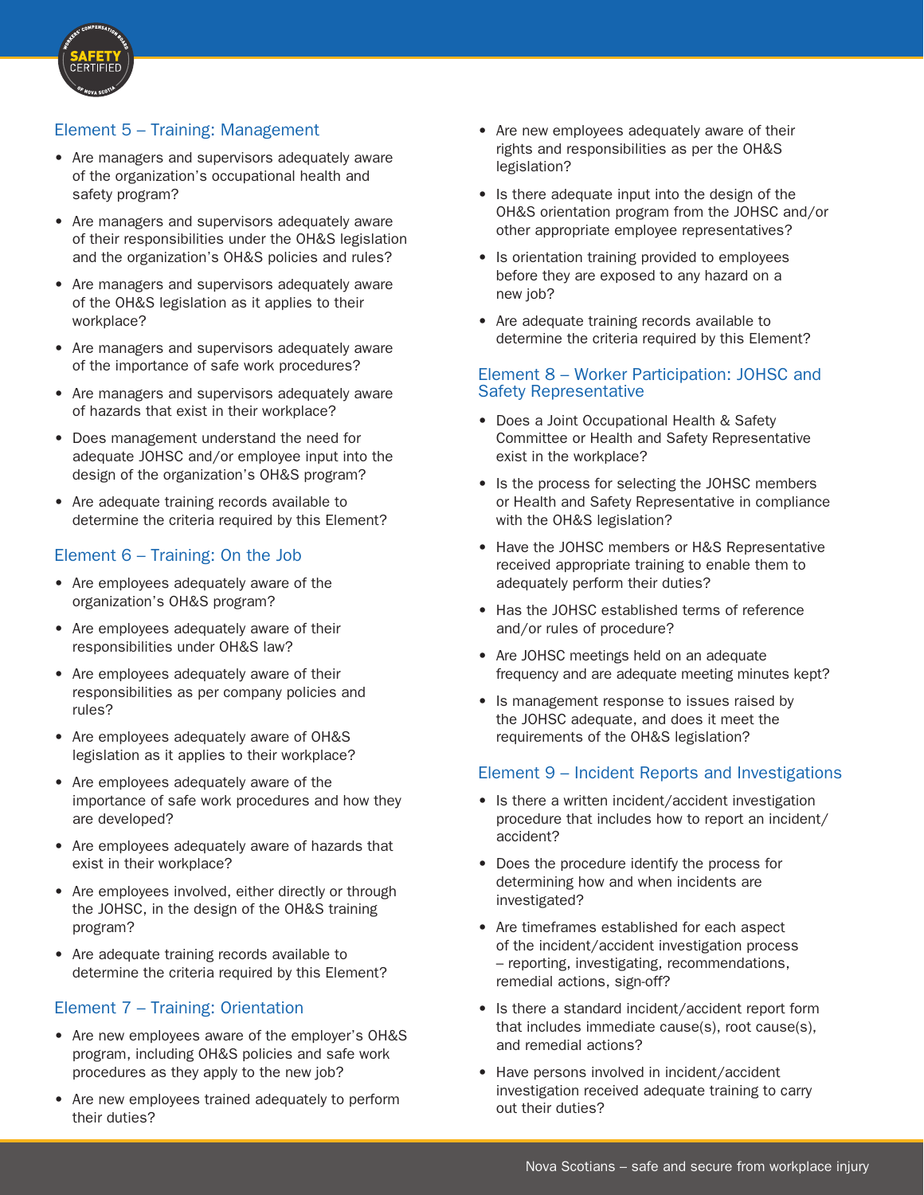## Element 5 – Training: Management

- Are managers and supervisors adequately aware of the organization's occupational health and safety program?
- Are managers and supervisors adequately aware of their responsibilities under the OH&S legislation and the organization's OH&S policies and rules?
- Are managers and supervisors adequately aware of the OH&S legislation as it applies to their workplace?
- Are managers and supervisors adequately aware of the importance of safe work procedures?
- Are managers and supervisors adequately aware of hazards that exist in their workplace?
- Does management understand the need for adequate JOHSC and/or employee input into the design of the organization's OH&S program?
- Are adequate training records available to determine the criteria required by this Element?

## Element 6 – Training: On the Job

- Are employees adequately aware of the organization's OH&S program?
- Are employees adequately aware of their responsibilities under OH&S law?
- Are employees adequately aware of their responsibilities as per company policies and rules?
- Are employees adequately aware of OH&S legislation as it applies to their workplace?
- Are employees adequately aware of the importance of safe work procedures and how they are developed?
- Are employees adequately aware of hazards that exist in their workplace?
- Are employees involved, either directly or through the JOHSC, in the design of the OH&S training program?
- Are adequate training records available to determine the criteria required by this Element?

## Element 7 – Training: Orientation

- Are new employees aware of the employer's OH&S program, including OH&S policies and safe work procedures as they apply to the new job?
- Are new employees trained adequately to perform their duties?
- Are new employees adequately aware of their rights and responsibilities as per the OH&S legislation?
- Is there adequate input into the design of the OH&S orientation program from the JOHSC and/or other appropriate employee representatives?
- Is orientation training provided to employees before they are exposed to any hazard on a new job?
- Are adequate training records available to determine the criteria required by this Element?

## Element 8 – Worker Participation: JOHSC and Safety Representative

- Does a Joint Occupational Health & Safety Committee or Health and Safety Representative exist in the workplace?
- Is the process for selecting the JOHSC members or Health and Safety Representative in compliance with the OH&S legislation?
- Have the JOHSC members or H&S Representative received appropriate training to enable them to adequately perform their duties?
- Has the JOHSC established terms of reference and/or rules of procedure?
- Are JOHSC meetings held on an adequate frequency and are adequate meeting minutes kept?
- Is management response to issues raised by the JOHSC adequate, and does it meet the requirements of the OH&S legislation?

## Element 9 – Incident Reports and Investigations

- Is there a written incident/accident investigation procedure that includes how to report an incident/accident?
- Does the procedure identify the process for determining how and when incidents are investigated?
- Are timeframes established for each aspect of the incident/accident investigation process – reporting, investigating, recommendations, remedial actions, sign-off?
- Is there a standard incident/accident report form that includes immediate cause(s), root cause(s), and remedial actions?
- Have persons involved in incident/accident investigation received adequate training to carry out their duties?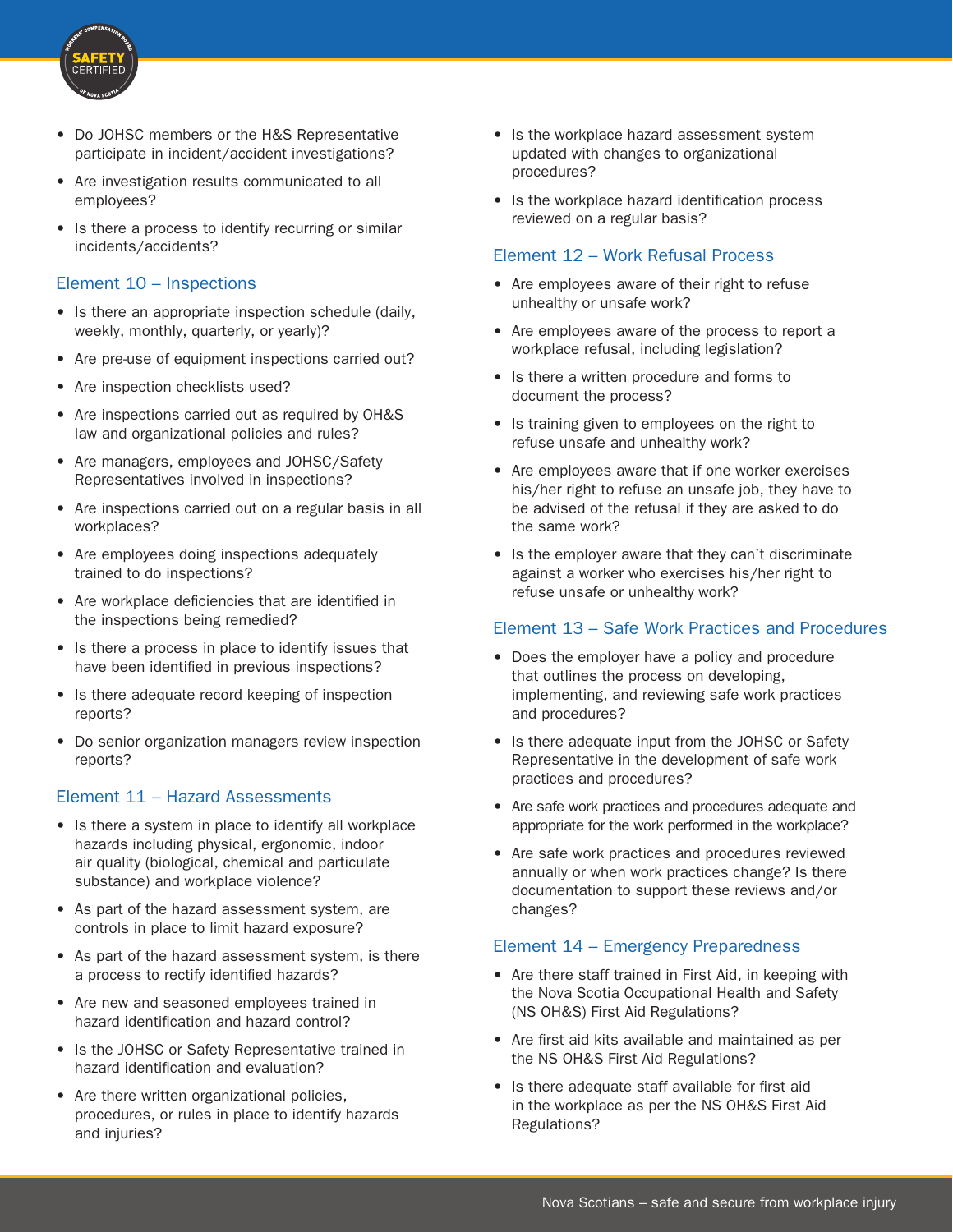- Do JOHSC members or the H&S Representative participate in incident/accident investigations?
- Are investigation results communicated to all employees?
- Is there a process to identify recurring or similar incidents/accidents?

## Element 10 – Inspections

- Is there an appropriate inspection schedule (daily, weekly, monthly, quarterly, or yearly)?
- Are pre-use of equipment inspections carried out?
- Are inspection checklists used?
- Are inspections carried out as required by OH&S law and organizational policies and rules?
- Are managers, employees and JOHSC/Safety Representatives involved in inspections?
- Are inspections carried out on a regular basis in all workplaces?
- Are employees doing inspections adequately trained to do inspections?
- Are workplace deficiencies that are identified in the inspections being remedied?
- Is there a process in place to identify issues that have been identified in previous inspections?
- Is there adequate record keeping of inspection reports?
- Do senior organization managers review inspection reports?

## Element 11 – Hazard Assessments

- Is there a system in place to identify all workplace hazards including physical, ergonomic, indoor air quality (biological, chemical and particulate substance) and workplace violence?
- As part of the hazard assessment system, are controls in place to limit hazard exposure?
- As part of the hazard assessment system, is there a process to rectify identified hazards?
- Are new and seasoned employees trained in hazard identification and hazard control?
- Is the JOHSC or Safety Representative trained in hazard identification and evaluation?
- Are there written organizational policies, procedures, or rules in place to identify hazards and injuries?
- Is the workplace hazard assessment system updated with changes to organizational procedures?
- Is the workplace hazard identification process reviewed on a regular basis?

## Element 12 – Work Refusal Process

- Are employees aware of their right to refuse unhealthy or unsafe work?
- Are employees aware of the process to report a workplace refusal, including legislation?
- Is there a written procedure and forms to document the process?
- Is training given to employees on the right to refuse unsafe and unhealthy work?
- Are employees aware that if one worker exercises his/her right to refuse an unsafe job, they have to be advised of the refusal if they are asked to do the same work?
- Is the employer aware that they can't discriminate against a worker who exercises his/her right to refuse unsafe or unhealthy work?

## Element 13 – Safe Work Practices and Procedures

- Does the employer have a policy and procedure that outlines the process on developing, implementing, and reviewing safe work practices and procedures?
- Is there adequate input from the JOHSC or Safety Representative in the development of safe work practices and procedures?
- Are safe work practices and procedures adequate and appropriate for the work performed in the workplace?
- Are safe work practices and procedures reviewed annually or when work practices change? Is there documentation to support these reviews and/or changes?

## Element 14 – Emergency Preparedness

- Are there staff trained in First Aid, in keeping with the Nova Scotia Occupational Health and Safety (NS OH&S) First Aid Regulations?
- Are first aid kits available and maintained as per the NS OH&S First Aid Regulations?
- Is there adequate staff available for first aid in the workplace as per the NS OH&S First Aid Regulations?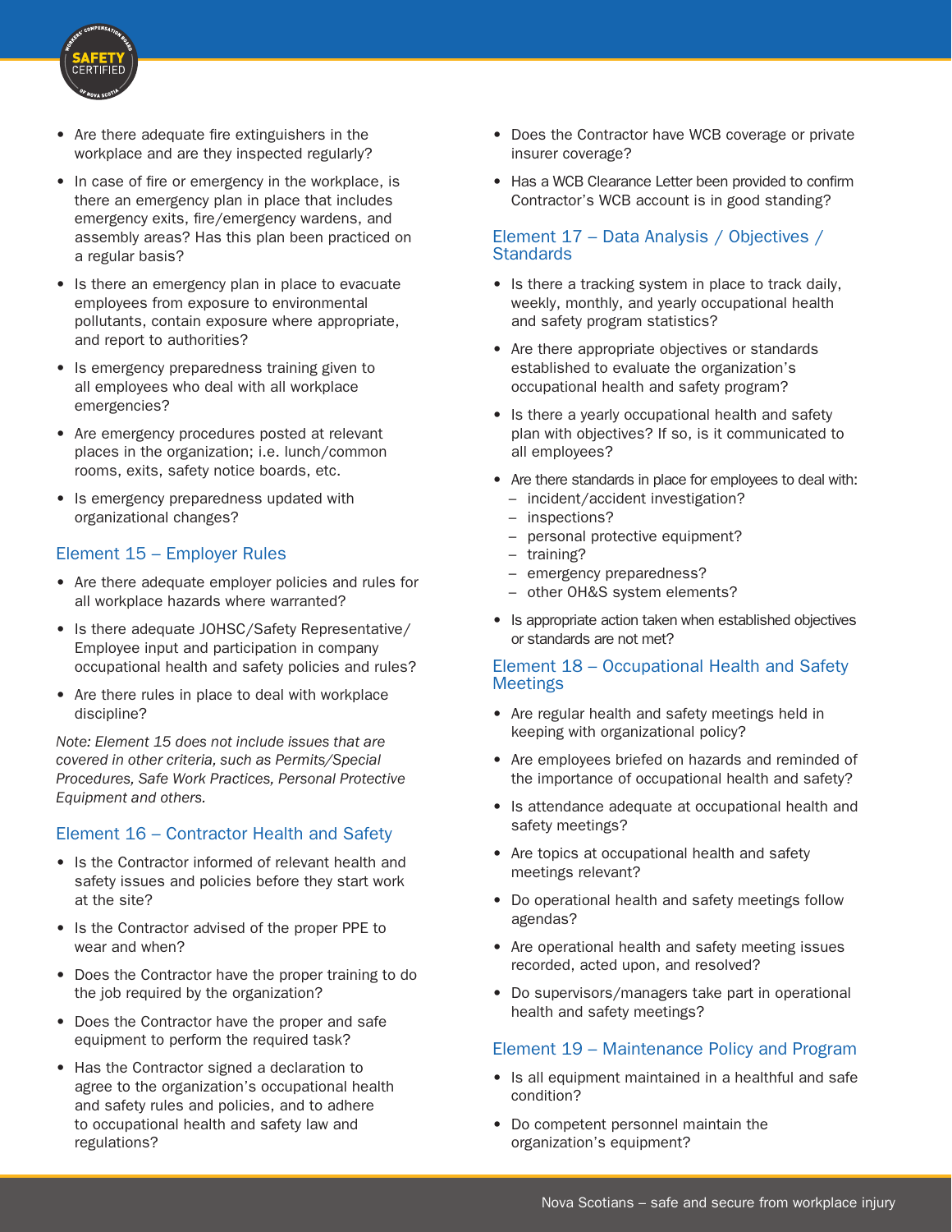- Are there adequate fire extinguishers in the workplace and are they inspected regularly?
- In case of fire or emergency in the workplace, is there an emergency plan in place that includes emergency exits, fire/emergency wardens, and assembly areas? Has this plan been practiced on a regular basis?
- Is there an emergency plan in place to evacuate employees from exposure to environmental pollutants, contain exposure where appropriate, and report to authorities?
- Is emergency preparedness training given to all employees who deal with all workplace emergencies?
- Are emergency procedures posted at relevant places in the organization; i.e. lunch/common rooms, exits, safety notice boards, etc.
- Is emergency preparedness updated with organizational changes?

## Element 15 – Employer Rules

- Are there adequate employer policies and rules for all workplace hazards where warranted?
- Is there adequate JOHSC/Safety Representative/Employee input and participation in company occupational health and safety policies and rules?
- Are there rules in place to deal with workplace discipline?

*Note: Element 15 does not include issues that are covered in other criteria, such as Permits/Special Procedures, Safe Work Practices, Personal Protective Equipment and others.*

## Element 16 – Contractor Health and Safety

- Is the Contractor informed of relevant health and safety issues and policies before they start work at the site?
- Is the Contractor advised of the proper PPE to wear and when?
- Does the Contractor have the proper training to do the job required by the organization?
- Does the Contractor have the proper and safe equipment to perform the required task?
- Has the Contractor signed a declaration to agree to the organization's occupational health and safety rules and policies, and to adhere to occupational health and safety law and regulations?
- Does the Contractor have WCB coverage or private insurer coverage?
- Has a WCB Clearance Letter been provided to confirm Contractor's WCB account is in good standing?

## Element 17 – Data Analysis / Objectives / Standards

- Is there a tracking system in place to track daily, weekly, monthly, and yearly occupational health and safety program statistics?
- Are there appropriate objectives or standards established to evaluate the organization's occupational health and safety program?
- Is there a yearly occupational health and safety plan with objectives? If so, is it communicated to all employees?
- Are there standards in place for employees to deal with:
  - incident/accident investigation?
  - inspections?
  - personal protective equipment?
  - training?
  - emergency preparedness?
  - other OH&S system elements?
- Is appropriate action taken when established objectives or standards are not met?

## Element 18 – Occupational Health and Safety Meetings

- Are regular health and safety meetings held in keeping with organizational policy?
- Are employees briefed on hazards and reminded of the importance of occupational health and safety?
- Is attendance adequate at occupational health and safety meetings?
- Are topics at occupational health and safety meetings relevant?
- Do operational health and safety meetings follow agendas?
- Are operational health and safety meeting issues recorded, acted upon, and resolved?
- Do supervisors/managers take part in operational health and safety meetings?

## Element 19 – Maintenance Policy and Program

- Is all equipment maintained in a healthful and safe condition?
- Do competent personnel maintain the organization's equipment?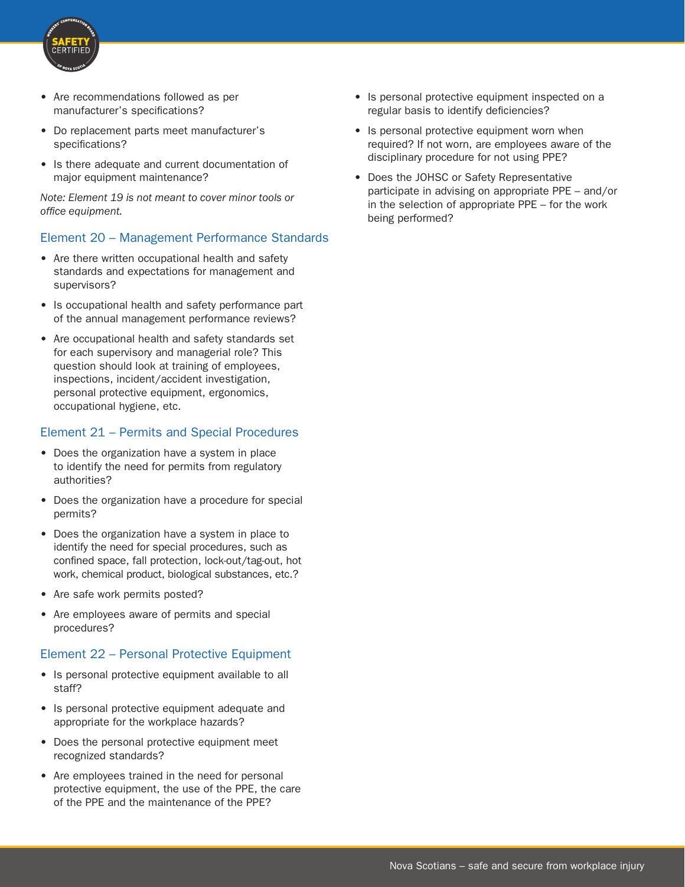- Are recommendations followed as per manufacturer's specifications?
- Do replacement parts meet manufacturer's specifications?
- Is there adequate and current documentation of major equipment maintenance?

*Note: Element 19 is not meant to cover minor tools or office equipment.*

## Element 20 – Management Performance Standards

- Are there written occupational health and safety standards and expectations for management and supervisors?
- Is occupational health and safety performance part of the annual management performance reviews?
- Are occupational health and safety standards set for each supervisory and managerial role? This question should look at training of employees, inspections, incident/accident investigation, personal protective equipment, ergonomics, occupational hygiene, etc.

## Element 21 – Permits and Special Procedures

- Does the organization have a system in place to identify the need for permits from regulatory authorities?
- Does the organization have a procedure for special permits?
- Does the organization have a system in place to identify the need for special procedures, such as confined space, fall protection, lock-out/tag-out, hot work, chemical product, biological substances, etc.?
- Are safe work permits posted?
- Are employees aware of permits and special procedures?

## Element 22 – Personal Protective Equipment

- Is personal protective equipment available to all staff?
- Is personal protective equipment adequate and appropriate for the workplace hazards?
- Does the personal protective equipment meet recognized standards?
- Are employees trained in the need for personal protective equipment, the use of the PPE, the care of the PPE and the maintenance of the PPE?
- Is personal protective equipment inspected on a regular basis to identify deficiencies?
- Is personal protective equipment worn when required? If not worn, are employees aware of the disciplinary procedure for not using PPE?
- Does the JOHSC or Safety Representative participate in advising on appropriate PPE – and/or in the selection of appropriate PPE – for the work being performed?